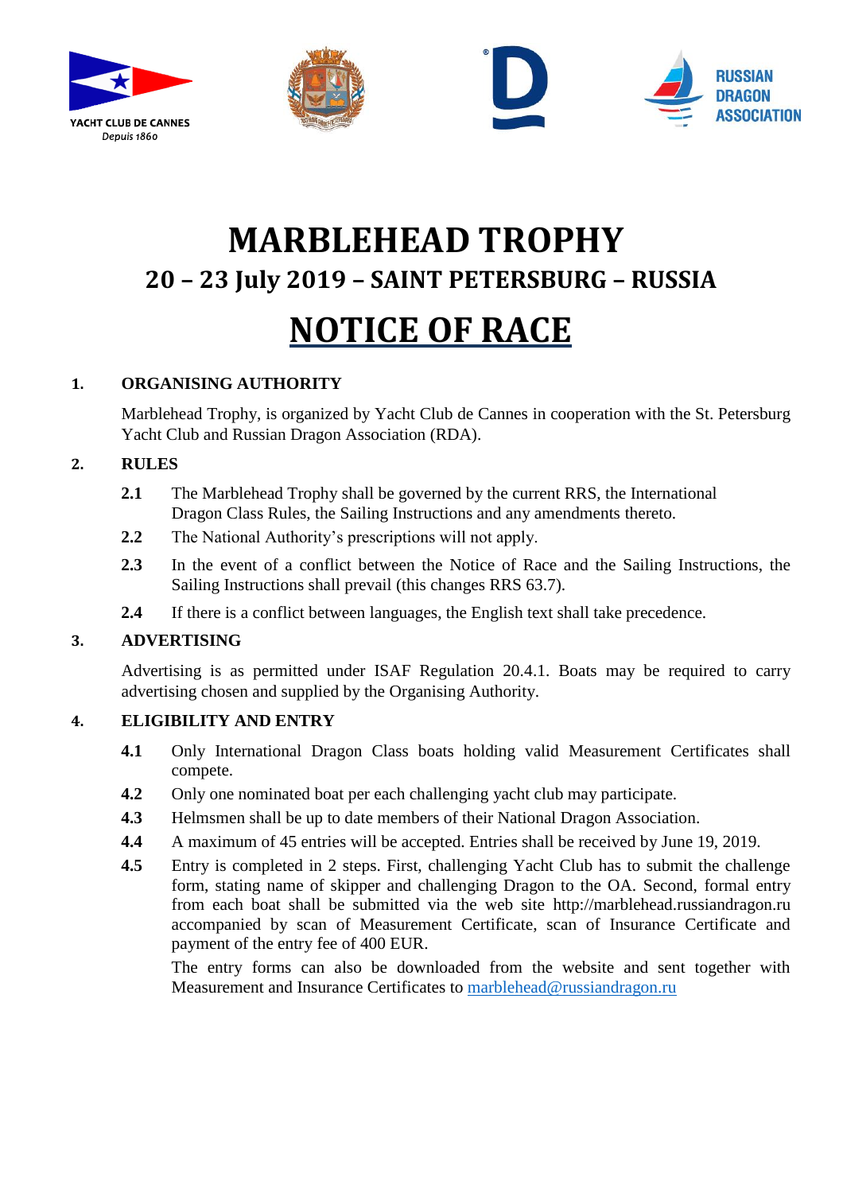YACHT CLUB DE CANNES
*Depuis 1860*

RUSSIAN DRAGON ASSOCIATION

# MARBLEHEAD TROPHY

## 20 – 23 July 2019 – SAINT PETERSBURG – RUSSIA

# NOTICE OF RACE

**1. ORGANISING AUTHORITY**

Marblehead Trophy, is organized by Yacht Club de Cannes in cooperation with the St. Petersburg Yacht Club and Russian Dragon Association (RDA).

**2. RULES**

**2.1** The Marblehead Trophy shall be governed by the current RRS, the International Dragon Class Rules, the Sailing Instructions and any amendments thereto.

**2.2** The National Authority's prescriptions will not apply.

**2.3** In the event of a conflict between the Notice of Race and the Sailing Instructions, the Sailing Instructions shall prevail (this changes RRS 63.7).

**2.4** If there is a conflict between languages, the English text shall take precedence.

**3. ADVERTISING**

Advertising is as permitted under ISAF Regulation 20.4.1. Boats may be required to carry advertising chosen and supplied by the Organising Authority.

**4. ELIGIBILITY AND ENTRY**

**4.1** Only International Dragon Class boats holding valid Measurement Certificates shall compete.

**4.2** Only one nominated boat per each challenging yacht club may participate.

**4.3** Helmsmen shall be up to date members of their National Dragon Association.

**4.4** A maximum of 45 entries will be accepted. Entries shall be received by June 19, 2019.

**4.5** Entry is completed in 2 steps. First, challenging Yacht Club has to submit the challenge form, stating name of skipper and challenging Dragon to the OA. Second, formal entry from each boat shall be submitted via the web site http://marblehead.russiandragon.ru accompanied by scan of Measurement Certificate, scan of Insurance Certificate and payment of the entry fee of 400 EUR.

The entry forms can also be downloaded from the website and sent together with Measurement and Insurance Certificates to marblehead@russiandragon.ru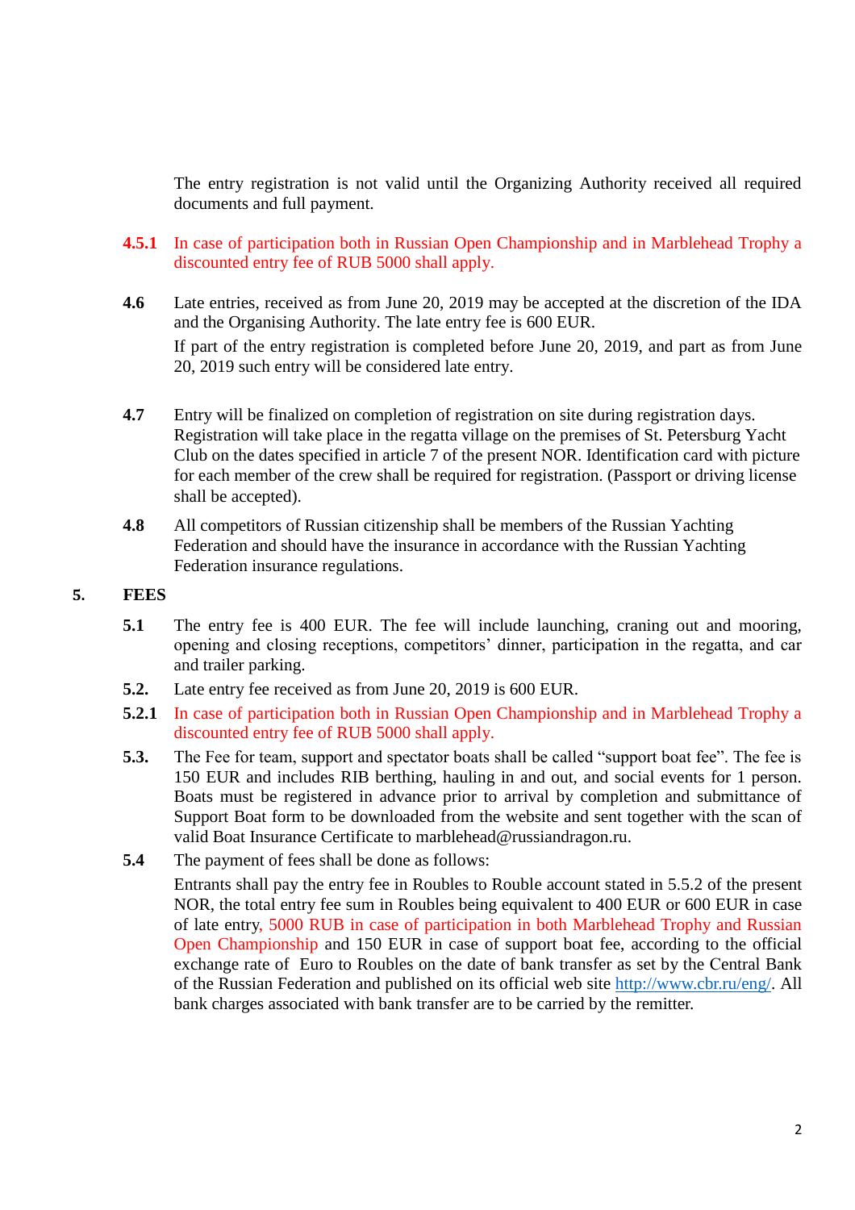The entry registration is not valid until the Organizing Authority received all required documents and full payment.

**4.5.1** In case of participation both in Russian Open Championship and in Marblehead Trophy a discounted entry fee of RUB 5000 shall apply.

**4.6** Late entries, received as from June 20, 2019 may be accepted at the discretion of the IDA and the Organising Authority. The late entry fee is 600 EUR.

If part of the entry registration is completed before June 20, 2019, and part as from June 20, 2019 such entry will be considered late entry.

**4.7** Entry will be finalized on completion of registration on site during registration days. Registration will take place in the regatta village on the premises of St. Petersburg Yacht Club on the dates specified in article 7 of the present NOR. Identification card with picture for each member of the crew shall be required for registration. (Passport or driving license shall be accepted).

**4.8** All competitors of Russian citizenship shall be members of the Russian Yachting Federation and should have the insurance in accordance with the Russian Yachting Federation insurance regulations.

## 5. FEES

**5.1** The entry fee is 400 EUR. The fee will include launching, craning out and mooring, opening and closing receptions, competitors' dinner, participation in the regatta, and car and trailer parking.

**5.2.** Late entry fee received as from June 20, 2019 is 600 EUR.

**5.2.1** In case of participation both in Russian Open Championship and in Marblehead Trophy a discounted entry fee of RUB 5000 shall apply.

**5.3.** The Fee for team, support and spectator boats shall be called "support boat fee". The fee is 150 EUR and includes RIB berthing, hauling in and out, and social events for 1 person. Boats must be registered in advance prior to arrival by completion and submittance of Support Boat form to be downloaded from the website and sent together with the scan of valid Boat Insurance Certificate to marblehead@russiandragon.ru.

**5.4** The payment of fees shall be done as follows:

Entrants shall pay the entry fee in Roubles to Rouble account stated in 5.5.2 of the present NOR, the total entry fee sum in Roubles being equivalent to 400 EUR or 600 EUR in case of late entry, 5000 RUB in case of participation in both Marblehead Trophy and Russian Open Championship and 150 EUR in case of support boat fee, according to the official exchange rate of Euro to Roubles on the date of bank transfer as set by the Central Bank of the Russian Federation and published on its official web site http://www.cbr.ru/eng/. All bank charges associated with bank transfer are to be carried by the remitter.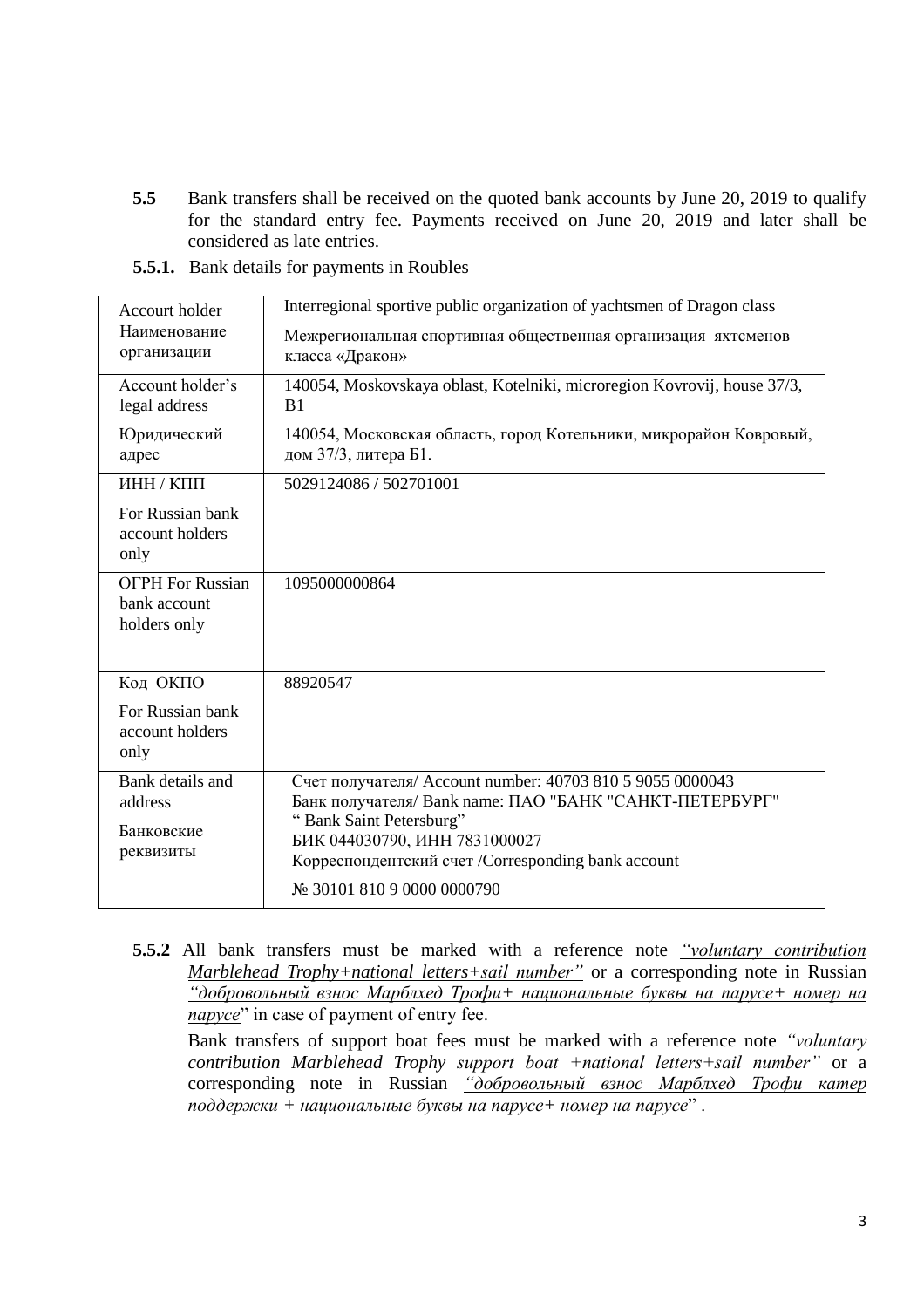**5.5** Bank transfers shall be received on the quoted bank accounts by June 20, 2019 to qualify for the standard entry fee. Payments received on June 20, 2019 and later shall be considered as late entries.

**5.5.1.** Bank details for payments in Roubles

| | |
|---|---|
| Accourt holder<br>Наименование организации | Interregional sportive public organization of yachtsmen of Dragon class<br>Межрегиональная спортивная общественная организация яхтсменов класса «Дракон» |
| Account holder's legal address<br>Юридический адрес | 140054, Moskovskaya oblast, Kotelniki, microregion Kovrovij, house 37/3, B1<br>140054, Московская область, город Котельники, микрорайон Ковровый, дом 37/3, литера Б1. |
| ИНН / КПП<br>For Russian bank account holders only | 5029124086 / 502701001 |
| ОГРН For Russian bank account holders only | 1095000000864 |
| Код ОКПО<br>For Russian bank account holders only | 88920547 |
| Bank details and address<br>Банковские реквизиты | Счет получателя/ Account number: 40703 810 5 9055 0000043<br>Банк получателя/ Bank name: ПАО "БАНК "САНКТ-ПЕТЕРБУРГ" " Bank Saint Petersburg"<br>БИК 044030790, ИНН 7831000027<br>Корреспондентский счет /Corresponding bank account<br>№ 30101 810 9 0000 0000790 |

**5.5.2** All bank transfers must be marked with a reference note *"voluntary contribution Marblehead Trophy+national letters+sail number"* or a corresponding note in Russian *"добровольный взнос Марблхед Трофи+ национальные буквы на парусе+ номер на парусе*" in case of payment of entry fee.

Bank transfers of support boat fees must be marked with a reference note *"voluntary contribution Marblehead Trophy support boat +national letters+sail number"* or a corresponding note in Russian *"добровольный взнос Марблхед Трофи катер поддержки + национальные буквы на парусе+ номер на парусе*" .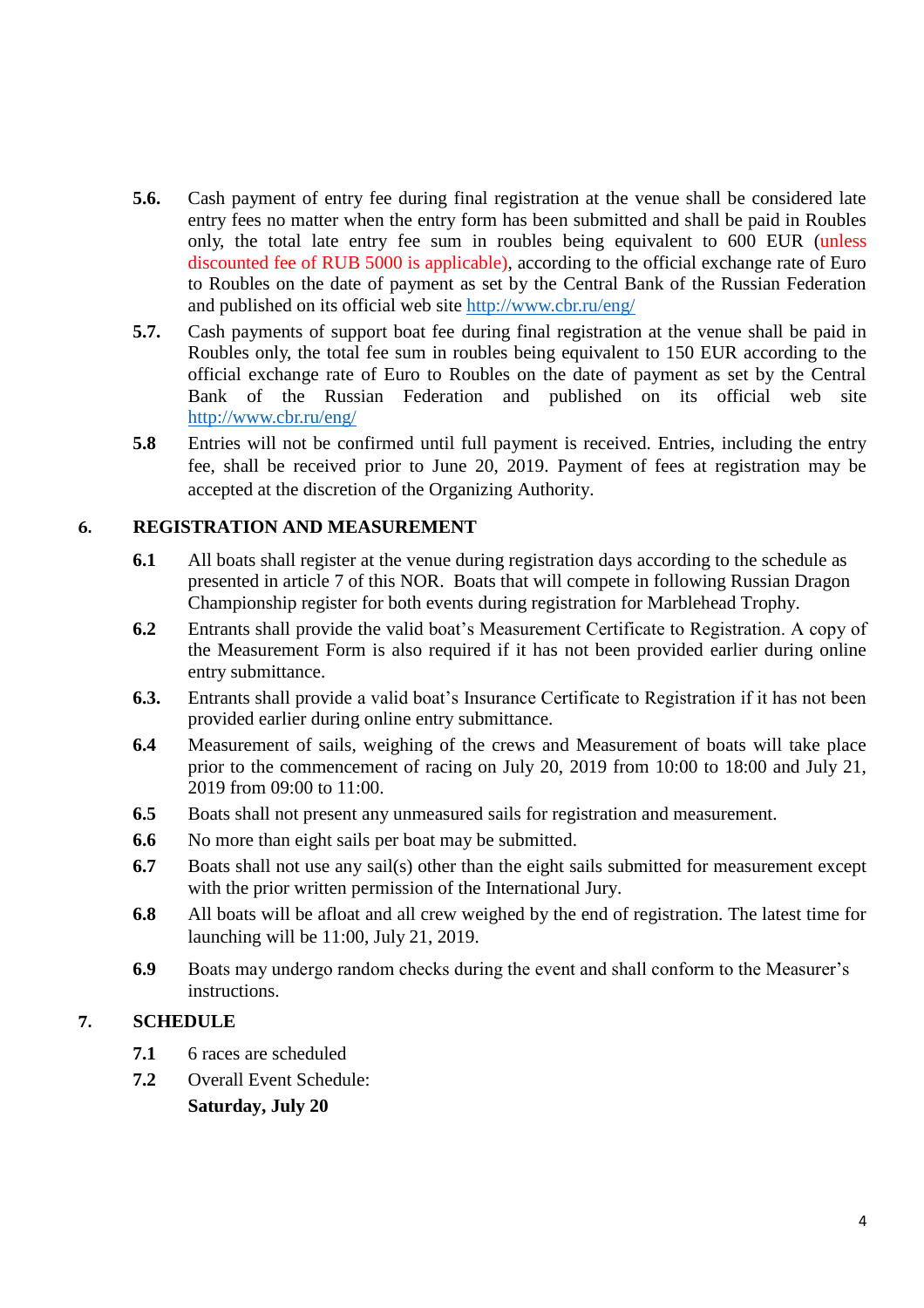**5.6.** Cash payment of entry fee during final registration at the venue shall be considered late entry fees no matter when the entry form has been submitted and shall be paid in Roubles only, the total late entry fee sum in roubles being equivalent to 600 EUR (unless discounted fee of RUB 5000 is applicable), according to the official exchange rate of Euro to Roubles on the date of payment as set by the Central Bank of the Russian Federation and published on its official web site http://www.cbr.ru/eng/

**5.7.** Cash payments of support boat fee during final registration at the venue shall be paid in Roubles only, the total fee sum in roubles being equivalent to 150 EUR according to the official exchange rate of Euro to Roubles on the date of payment as set by the Central Bank of the Russian Federation and published on its official web site http://www.cbr.ru/eng/

**5.8** Entries will not be confirmed until full payment is received. Entries, including the entry fee, shall be received prior to June 20, 2019. Payment of fees at registration may be accepted at the discretion of the Organizing Authority.

## 6. REGISTRATION AND MEASUREMENT

**6.1** All boats shall register at the venue during registration days according to the schedule as presented in article 7 of this NOR. Boats that will compete in following Russian Dragon Championship register for both events during registration for Marblehead Trophy.

**6.2** Entrants shall provide the valid boat's Measurement Certificate to Registration. A copy of the Measurement Form is also required if it has not been provided earlier during online entry submittance.

**6.3.** Entrants shall provide a valid boat's Insurance Certificate to Registration if it has not been provided earlier during online entry submittance.

**6.4** Measurement of sails, weighing of the crews and Measurement of boats will take place prior to the commencement of racing on July 20, 2019 from 10:00 to 18:00 and July 21, 2019 from 09:00 to 11:00.

**6.5** Boats shall not present any unmeasured sails for registration and measurement.

**6.6** No more than eight sails per boat may be submitted.

**6.7** Boats shall not use any sail(s) other than the eight sails submitted for measurement except with the prior written permission of the International Jury.

**6.8** All boats will be afloat and all crew weighed by the end of registration. The latest time for launching will be 11:00, July 21, 2019.

**6.9** Boats may undergo random checks during the event and shall conform to the Measurer's instructions.

## 7. SCHEDULE

**7.1** 6 races are scheduled

**7.2** Overall Event Schedule:

**Saturday, July 20**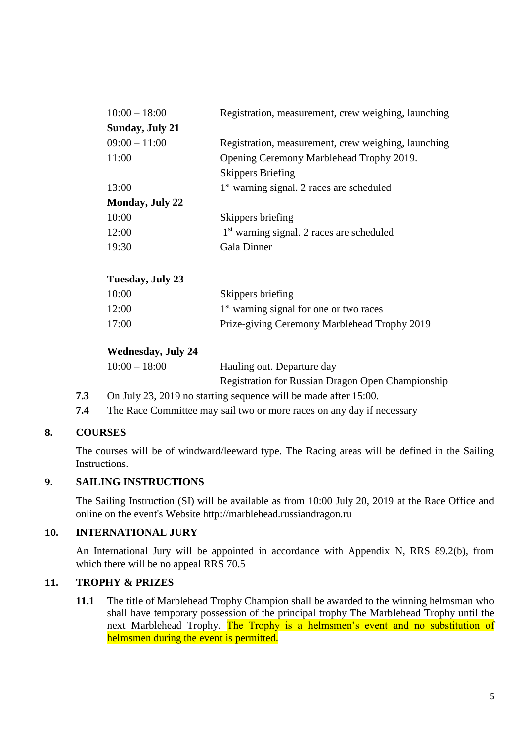| | |
|---|---|
| 10:00 – 18:00 | Registration, measurement, crew weighing, launching |
| **Sunday, July 21** | |
| 09:00 – 11:00 | Registration, measurement, crew weighing, launching |
| 11:00 | Opening Ceremony Marblehead Trophy 2019. Skippers Briefing |
| 13:00 | 1st warning signal. 2 races are scheduled |
| **Monday, July 22** | |
| 10:00 | Skippers briefing |
| 12:00 | 1st warning signal. 2 races are scheduled |
| 19:30 | Gala Dinner |
| **Tuesday, July 23** | |
| 10:00 | Skippers briefing |
| 12:00 | 1st warning signal for one or two races |
| 17:00 | Prize-giving Ceremony Marblehead Trophy 2019 |
| **Wednesday, July 24** | |
| 10:00 – 18:00 | Hauling out. Departure day |
| | Registration for Russian Dragon Open Championship |

**7.3** On July 23, 2019 no starting sequence will be made after 15:00.

**7.4** The Race Committee may sail two or more races on any day if necessary

## 8. COURSES

The courses will be of windward/leeward type. The Racing areas will be defined in the Sailing Instructions.

## 9. SAILING INSTRUCTIONS

The Sailing Instruction (SI) will be available as from 10:00 July 20, 2019 at the Race Office and online on the event's Website http://marblehead.russiandragon.ru

## 10. INTERNATIONAL JURY

An International Jury will be appointed in accordance with Appendix N, RRS 89.2(b), from which there will be no appeal RRS 70.5

## 11. TROPHY & PRIZES

**11.1** The title of Marblehead Trophy Champion shall be awarded to the winning helmsman who shall have temporary possession of the principal trophy The Marblehead Trophy until the next Marblehead Trophy. The Trophy is a helmsmen's event and no substitution of helmsmen during the event is permitted.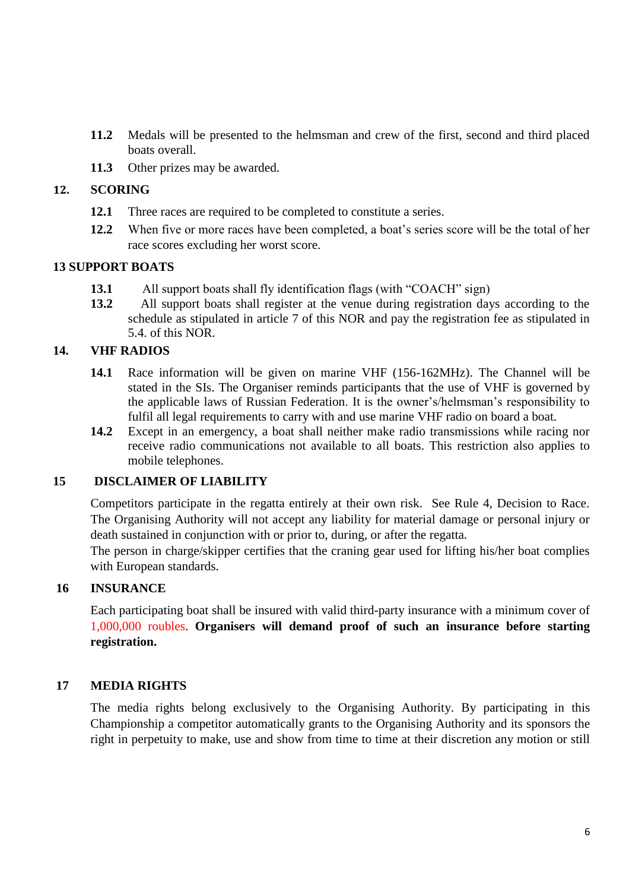**11.2** Medals will be presented to the helmsman and crew of the first, second and third placed boats overall.

**11.3** Other prizes may be awarded.

## 12. SCORING

**12.1** Three races are required to be completed to constitute a series.

**12.2** When five or more races have been completed, a boat's series score will be the total of her race scores excluding her worst score.

## 13 SUPPORT BOATS

**13.1** All support boats shall fly identification flags (with "COACH" sign)

**13.2** All support boats shall register at the venue during registration days according to the schedule as stipulated in article 7 of this NOR and pay the registration fee as stipulated in 5.4. of this NOR.

## 14. VHF RADIOS

**14.1** Race information will be given on marine VHF (156-162MHz). The Channel will be stated in the SIs. The Organiser reminds participants that the use of VHF is governed by the applicable laws of Russian Federation. It is the owner's/helmsman's responsibility to fulfil all legal requirements to carry with and use marine VHF radio on board a boat.

**14.2** Except in an emergency, a boat shall neither make radio transmissions while racing nor receive radio communications not available to all boats. This restriction also applies to mobile telephones.

## 15 DISCLAIMER OF LIABILITY

Competitors participate in the regatta entirely at their own risk. See Rule 4, Decision to Race. The Organising Authority will not accept any liability for material damage or personal injury or death sustained in conjunction with or prior to, during, or after the regatta.
The person in charge/skipper certifies that the craning gear used for lifting his/her boat complies with European standards.

## 16 INSURANCE

Each participating boat shall be insured with valid third-party insurance with a minimum cover of 1,000,000 roubles. **Organisers will demand proof of such an insurance before starting registration.**

## 17 MEDIA RIGHTS

The media rights belong exclusively to the Organising Authority. By participating in this Championship a competitor automatically grants to the Organising Authority and its sponsors the right in perpetuity to make, use and show from time to time at their discretion any motion or still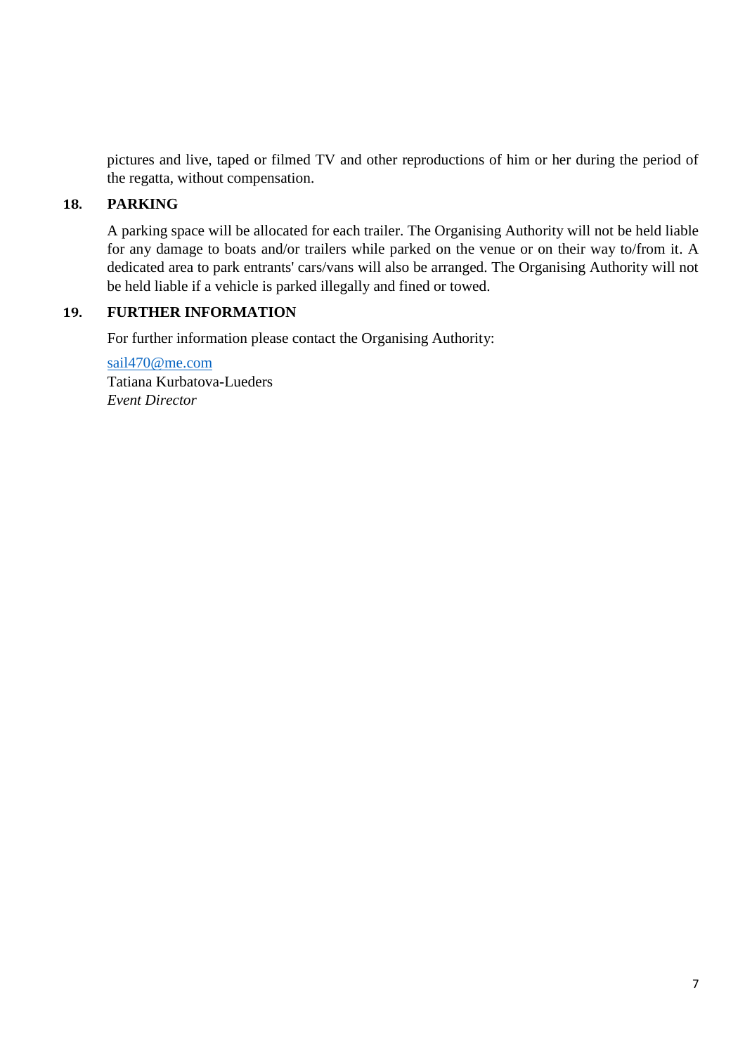pictures and live, taped or filmed TV and other reproductions of him or her during the period of the regatta, without compensation.

## 18. PARKING

A parking space will be allocated for each trailer. The Organising Authority will not be held liable for any damage to boats and/or trailers while parked on the venue or on their way to/from it. A dedicated area to park entrants' cars/vans will also be arranged. The Organising Authority will not be held liable if a vehicle is parked illegally and fined or towed.

## 19. FURTHER INFORMATION

For further information please contact the Organising Authority:

sail470@me.com
Tatiana Kurbatova-Lueders
*Event Director*